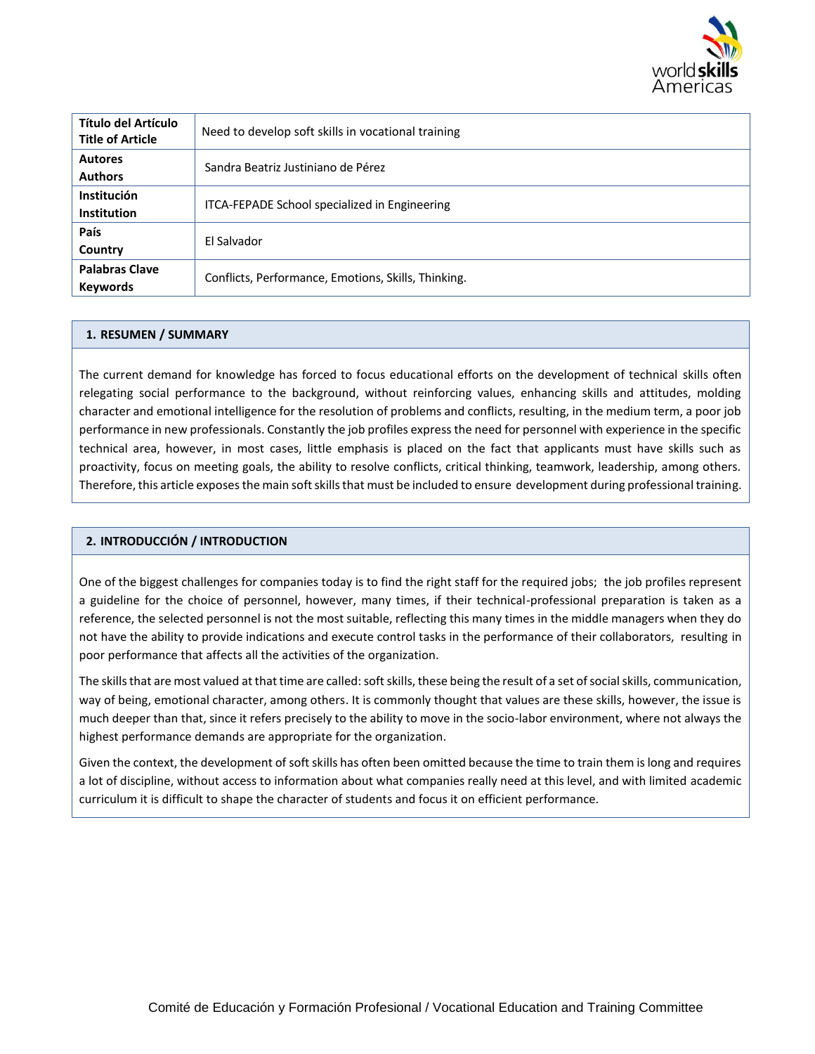| Título del Artículo Title of Article | Need to develop soft skills in vocational training |
|---|---|
| Autores Authors | Sandra Beatriz Justiniano de Pérez |
| Institución Institution | ITCA-FEPADE School specialized in Engineering |
| País Country | El Salvador |
| Palabras Clave Keywords | Conflicts, Performance, Emotions, Skills, Thinking. |

## 1. RESUMEN / SUMMARY

The current demand for knowledge has forced to focus educational efforts on the development of technical skills often relegating social performance to the background, without reinforcing values, enhancing skills and attitudes, molding character and emotional intelligence for the resolution of problems and conflicts, resulting, in the medium term, a poor job performance in new professionals. Constantly the job profiles express the need for personnel with experience in the specific technical area, however, in most cases, little emphasis is placed on the fact that applicants must have skills such as proactivity, focus on meeting goals, the ability to resolve conflicts, critical thinking, teamwork, leadership, among others. Therefore, this article exposes the main soft skills that must be included to ensure development during professional training.

## 2. INTRODUCCIÓN / INTRODUCTION

One of the biggest challenges for companies today is to find the right staff for the required jobs; the job profiles represent a guideline for the choice of personnel, however, many times, if their technical-professional preparation is taken as a reference, the selected personnel is not the most suitable, reflecting this many times in the middle managers when they do not have the ability to provide indications and execute control tasks in the performance of their collaborators, resulting in poor performance that affects all the activities of the organization.

The skills that are most valued at that time are called: soft skills, these being the result of a set of social skills, communication, way of being, emotional character, among others. It is commonly thought that values are these skills, however, the issue is much deeper than that, since it refers precisely to the ability to move in the socio-labor environment, where not always the highest performance demands are appropriate for the organization.

Given the context, the development of soft skills has often been omitted because the time to train them is long and requires a lot of discipline, without access to information about what companies really need at this level, and with limited academic curriculum it is difficult to shape the character of students and focus it on efficient performance.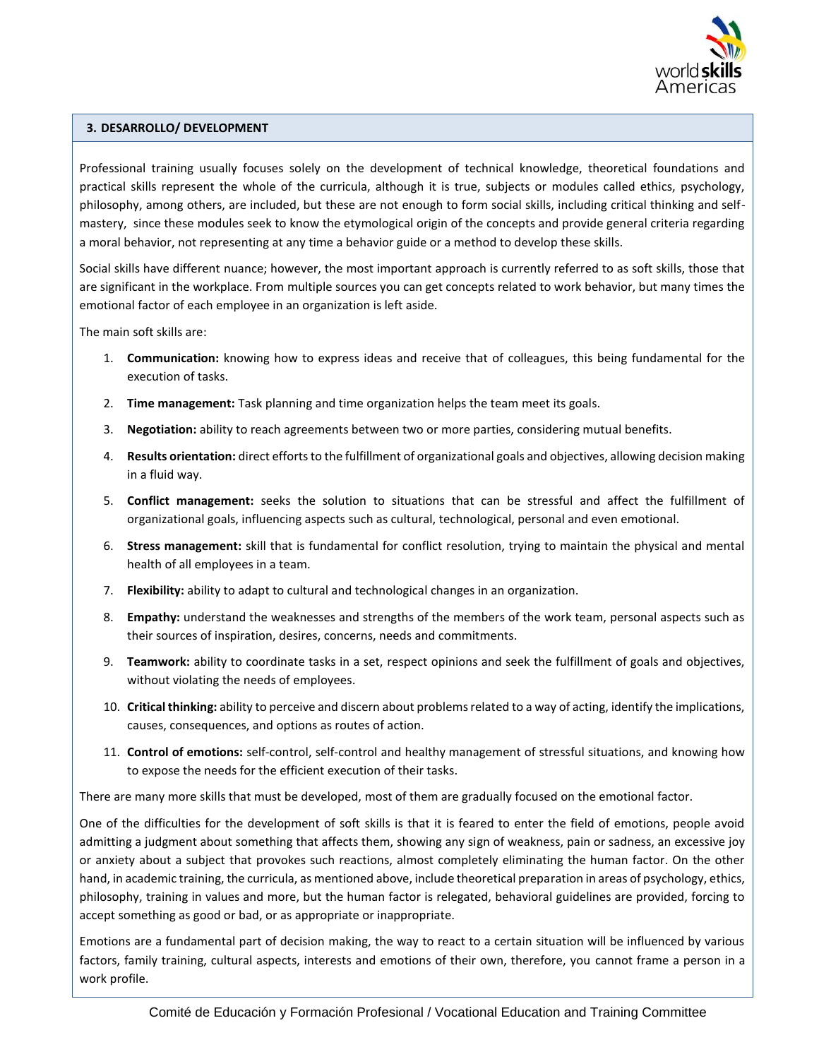## 3. DESARROLLO/ DEVELOPMENT

Professional training usually focuses solely on the development of technical knowledge, theoretical foundations and practical skills represent the whole of the curricula, although it is true, subjects or modules called ethics, psychology, philosophy, among others, are included, but these are not enough to form social skills, including critical thinking and self-mastery, since these modules seek to know the etymological origin of the concepts and provide general criteria regarding a moral behavior, not representing at any time a behavior guide or a method to develop these skills.

Social skills have different nuance; however, the most important approach is currently referred to as soft skills, those that are significant in the workplace. From multiple sources you can get concepts related to work behavior, but many times the emotional factor of each employee in an organization is left aside.

The main soft skills are:

1. **Communication:** knowing how to express ideas and receive that of colleagues, this being fundamental for the execution of tasks.
2. **Time management:** Task planning and time organization helps the team meet its goals.
3. **Negotiation:** ability to reach agreements between two or more parties, considering mutual benefits.
4. **Results orientation:** direct efforts to the fulfillment of organizational goals and objectives, allowing decision making in a fluid way.
5. **Conflict management:** seeks the solution to situations that can be stressful and affect the fulfillment of organizational goals, influencing aspects such as cultural, technological, personal and even emotional.
6. **Stress management:** skill that is fundamental for conflict resolution, trying to maintain the physical and mental health of all employees in a team.
7. **Flexibility:** ability to adapt to cultural and technological changes in an organization.
8. **Empathy:** understand the weaknesses and strengths of the members of the work team, personal aspects such as their sources of inspiration, desires, concerns, needs and commitments.
9. **Teamwork:** ability to coordinate tasks in a set, respect opinions and seek the fulfillment of goals and objectives, without violating the needs of employees.
10. **Critical thinking:** ability to perceive and discern about problems related to a way of acting, identify the implications, causes, consequences, and options as routes of action.
11. **Control of emotions:** self-control, self-control and healthy management of stressful situations, and knowing how to expose the needs for the efficient execution of their tasks.

There are many more skills that must be developed, most of them are gradually focused on the emotional factor.

One of the difficulties for the development of soft skills is that it is feared to enter the field of emotions, people avoid admitting a judgment about something that affects them, showing any sign of weakness, pain or sadness, an excessive joy or anxiety about a subject that provokes such reactions, almost completely eliminating the human factor. On the other hand, in academic training, the curricula, as mentioned above, include theoretical preparation in areas of psychology, ethics, philosophy, training in values and more, but the human factor is relegated, behavioral guidelines are provided, forcing to accept something as good or bad, or as appropriate or inappropriate.

Emotions are a fundamental part of decision making, the way to react to a certain situation will be influenced by various factors, family training, cultural aspects, interests and emotions of their own, therefore, you cannot frame a person in a work profile.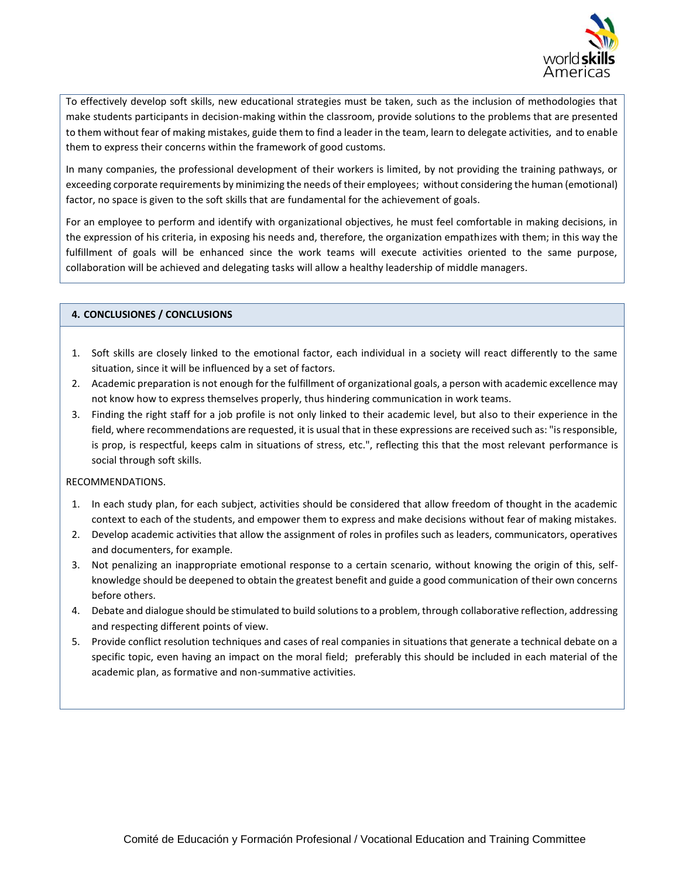To effectively develop soft skills, new educational strategies must be taken, such as the inclusion of methodologies that make students participants in decision-making within the classroom, provide solutions to the problems that are presented to them without fear of making mistakes, guide them to find a leader in the team, learn to delegate activities, and to enable them to express their concerns within the framework of good customs.

In many companies, the professional development of their workers is limited, by not providing the training pathways, or exceeding corporate requirements by minimizing the needs of their employees; without considering the human (emotional) factor, no space is given to the soft skills that are fundamental for the achievement of goals.

For an employee to perform and identify with organizational objectives, he must feel comfortable in making decisions, in the expression of his criteria, in exposing his needs and, therefore, the organization empathizes with them; in this way the fulfillment of goals will be enhanced since the work teams will execute activities oriented to the same purpose, collaboration will be achieved and delegating tasks will allow a healthy leadership of middle managers.

## 4. CONCLUSIONES / CONCLUSIONS

1. Soft skills are closely linked to the emotional factor, each individual in a society will react differently to the same situation, since it will be influenced by a set of factors.
2. Academic preparation is not enough for the fulfillment of organizational goals, a person with academic excellence may not know how to express themselves properly, thus hindering communication in work teams.
3. Finding the right staff for a job profile is not only linked to their academic level, but also to their experience in the field, where recommendations are requested, it is usual that in these expressions are received such as: "is responsible, is prop, is respectful, keeps calm in situations of stress, etc.", reflecting this that the most relevant performance is social through soft skills.

RECOMMENDATIONS.

1. In each study plan, for each subject, activities should be considered that allow freedom of thought in the academic context to each of the students, and empower them to express and make decisions without fear of making mistakes.
2. Develop academic activities that allow the assignment of roles in profiles such as leaders, communicators, operatives and documenters, for example.
3. Not penalizing an inappropriate emotional response to a certain scenario, without knowing the origin of this, self-knowledge should be deepened to obtain the greatest benefit and guide a good communication of their own concerns before others.
4. Debate and dialogue should be stimulated to build solutions to a problem, through collaborative reflection, addressing and respecting different points of view.
5. Provide conflict resolution techniques and cases of real companies in situations that generate a technical debate on a specific topic, even having an impact on the moral field; preferably this should be included in each material of the academic plan, as formative and non-summative activities.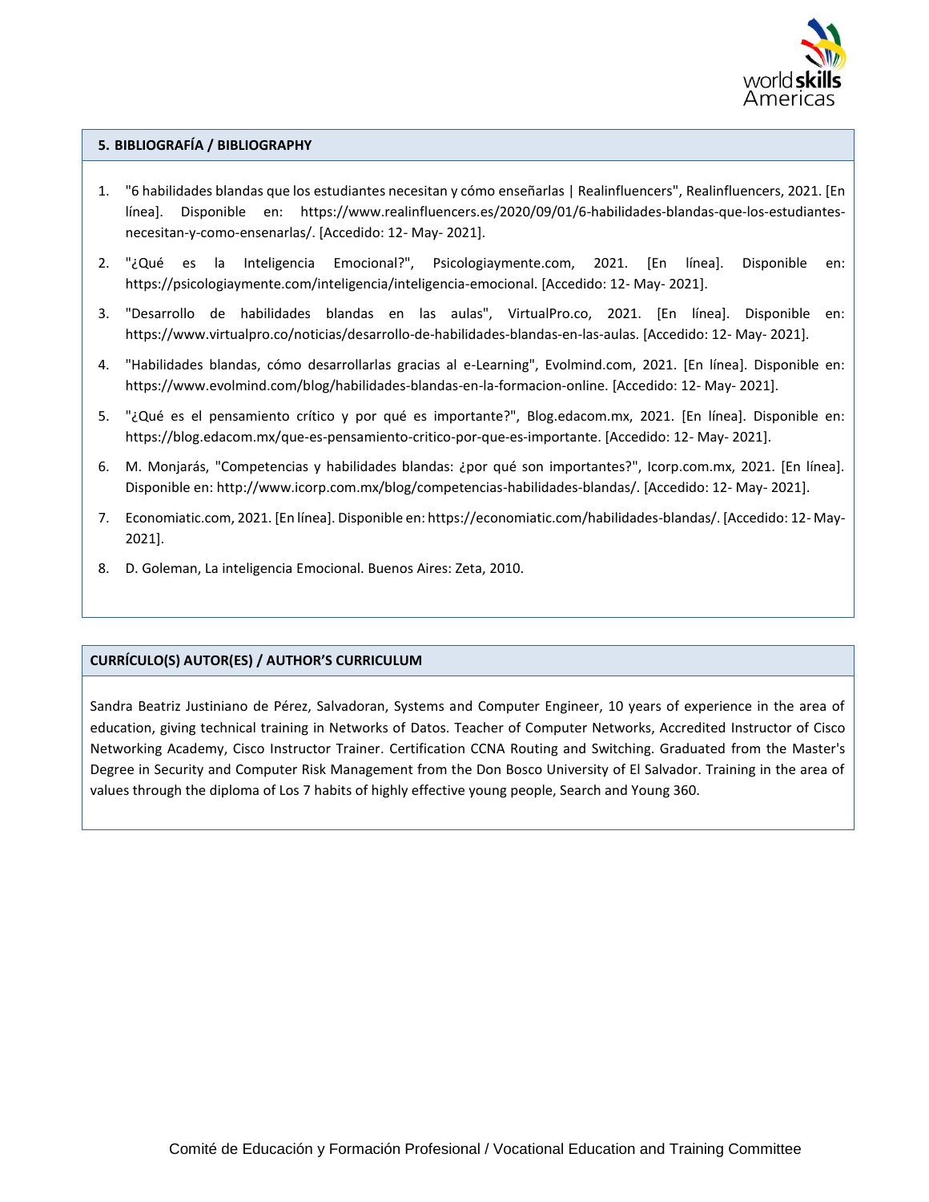## 5. BIBLIOGRAFÍA / BIBLIOGRAPHY

1. "6 habilidades blandas que los estudiantes necesitan y cómo enseñarlas | Realinfluencers", Realinfluencers, 2021. [En línea]. Disponible en: https://www.realinfluencers.es/2020/09/01/6-habilidades-blandas-que-los-estudiantes-necesitan-y-como-ensenarlas/. [Accedido: 12- May- 2021].
2. "¿Qué es la Inteligencia Emocional?", Psicologiaymente.com, 2021. [En línea]. Disponible en: https://psicologiaymente.com/inteligencia/inteligencia-emocional. [Accedido: 12- May- 2021].
3. "Desarrollo de habilidades blandas en las aulas", VirtualPro.co, 2021. [En línea]. Disponible en: https://www.virtualpro.co/noticias/desarrollo-de-habilidades-blandas-en-las-aulas. [Accedido: 12- May- 2021].
4. "Habilidades blandas, cómo desarrollarlas gracias al e-Learning", Evolmind.com, 2021. [En línea]. Disponible en: https://www.evolmind.com/blog/habilidades-blandas-en-la-formacion-online. [Accedido: 12- May- 2021].
5. "¿Qué es el pensamiento crítico y por qué es importante?", Blog.edacom.mx, 2021. [En línea]. Disponible en: https://blog.edacom.mx/que-es-pensamiento-critico-por-que-es-importante. [Accedido: 12- May- 2021].
6. M. Monjarás, "Competencias y habilidades blandas: ¿por qué son importantes?", Icorp.com.mx, 2021. [En línea]. Disponible en: http://www.icorp.com.mx/blog/competencias-habilidades-blandas/. [Accedido: 12- May- 2021].
7. Economiatic.com, 2021. [En línea]. Disponible en: https://economiatic.com/habilidades-blandas/. [Accedido: 12- May- 2021].
8. D. Goleman, La inteligencia Emocional. Buenos Aires: Zeta, 2010.

## CURRÍCULO(S) AUTOR(ES) / AUTHOR'S CURRICULUM

Sandra Beatriz Justiniano de Pérez, Salvadoran, Systems and Computer Engineer, 10 years of experience in the area of education, giving technical training in Networks of Datos. Teacher of Computer Networks, Accredited Instructor of Cisco Networking Academy, Cisco Instructor Trainer. Certification CCNA Routing and Switching. Graduated from the Master's Degree in Security and Computer Risk Management from the Don Bosco University of El Salvador. Training in the area of values through the diploma of Los 7 habits of highly effective young people, Search and Young 360.